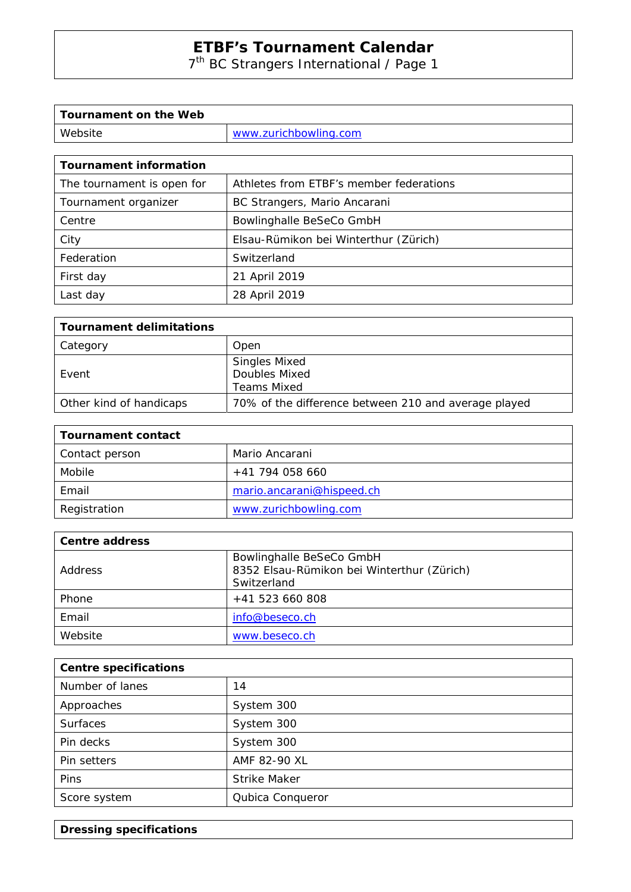# ETBF's Tournament Calendar

7th BC Strangers International / Page 1

| Tournament on the Web | |
|---|---|
| Website | www.zurichbowling.com |

| Tournament information | |
|---|---|
| The tournament is open for | Athletes from ETBF's member federations |
| Tournament organizer | BC Strangers, Mario Ancarani |
| Centre | Bowlinghalle BeSeCo GmbH |
| City | Elsau-Rümikon bei Winterthur (Zürich) |
| Federation | Switzerland |
| First day | 21 April 2019 |
| Last day | 28 April 2019 |

| Tournament delimitations | |
|---|---|
| Category | Open |
| Event | Singles Mixed<br>Doubles Mixed<br>Teams Mixed |
| Other kind of handicaps | 70% of the difference between 210 and average played |

| Tournament contact | |
|---|---|
| Contact person | Mario Ancarani |
| Mobile | +41 794 058 660 |
| Email | mario.ancarani@hispeed.ch |
| Registration | www.zurichbowling.com |

| Centre address | |
|---|---|
| Address | Bowlinghalle BeSeCo GmbH<br>8352 Elsau-Rümikon bei Winterthur (Zürich)<br>Switzerland |
| Phone | +41 523 660 808 |
| Email | info@beseco.ch |
| Website | www.beseco.ch |

| Centre specifications | |
|---|---|
| Number of lanes | 14 |
| Approaches | System 300 |
| Surfaces | System 300 |
| Pin decks | System 300 |
| Pin setters | AMF 82-90 XL |
| Pins | Strike Maker |
| Score system | Qubica Conqueror |

| Dressing specifications |
|---|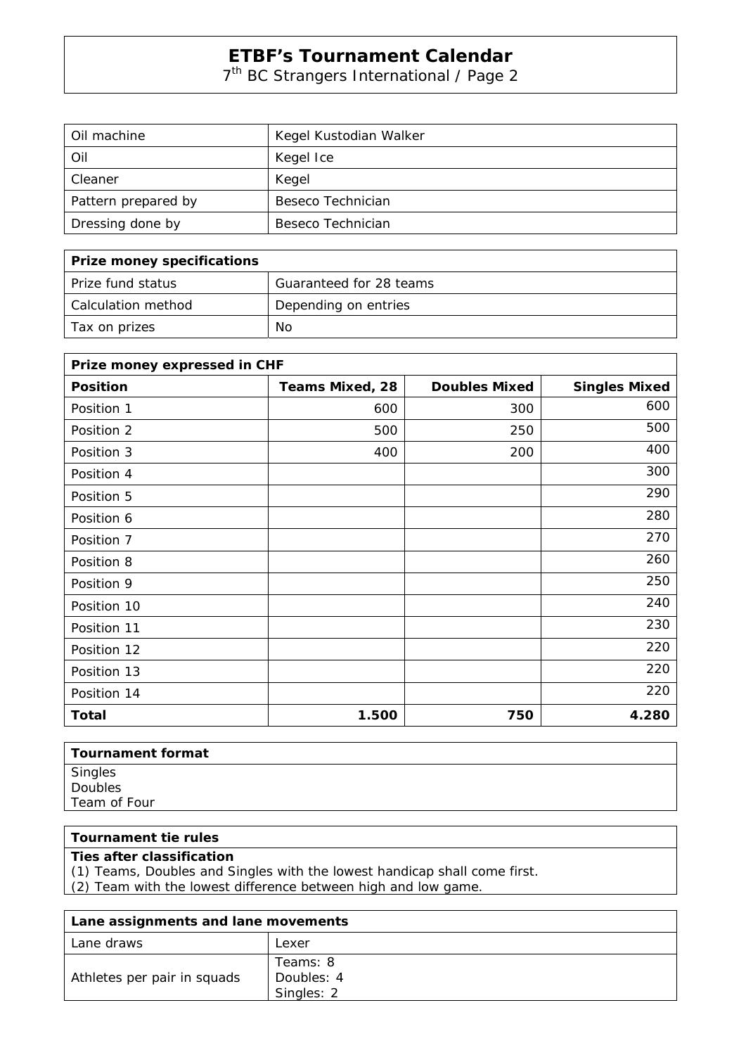# ETBF's Tournament Calendar

7th BC Strangers International / Page 2

| Oil machine | Kegel Kustodian Walker |
|---|---|
| Oil | Kegel Ice |
| Cleaner | Kegel |
| Pattern prepared by | Beseco Technician |
| Dressing done by | Beseco Technician |

| **Prize money specifications** | |
|---|---|
| Prize fund status | Guaranteed for 28 teams |
| Calculation method | Depending on entries |
| Tax on prizes | No |

| **Prize money expressed in CHF** | | | |
|---|---|---|---|
| **Position** | **Teams Mixed, 28** | **Doubles Mixed** | **Singles Mixed** |
| Position 1 | 600 | 300 | 600 |
| Position 2 | 500 | 250 | 500 |
| Position 3 | 400 | 200 | 400 |
| Position 4 | | | 300 |
| Position 5 | | | 290 |
| Position 6 | | | 280 |
| Position 7 | | | 270 |
| Position 8 | | | 260 |
| Position 9 | | | 250 |
| Position 10 | | | 240 |
| Position 11 | | | 230 |
| Position 12 | | | 220 |
| Position 13 | | | 220 |
| Position 14 | | | 220 |
| **Total** | **1.500** | **750** | **4.280** |

**Tournament format**

Singles
Doubles
Team of Four

**Tournament tie rules**

**Ties after classification**
(1) Teams, Doubles and Singles with the lowest handicap shall come first.
(2) Team with the lowest difference between high and low game.

| **Lane assignments and lane movements** | |
|---|---|
| Lane draws | Lexer |
| Athletes per pair in squads | Teams: 8<br>Doubles: 4<br>Singles: 2 |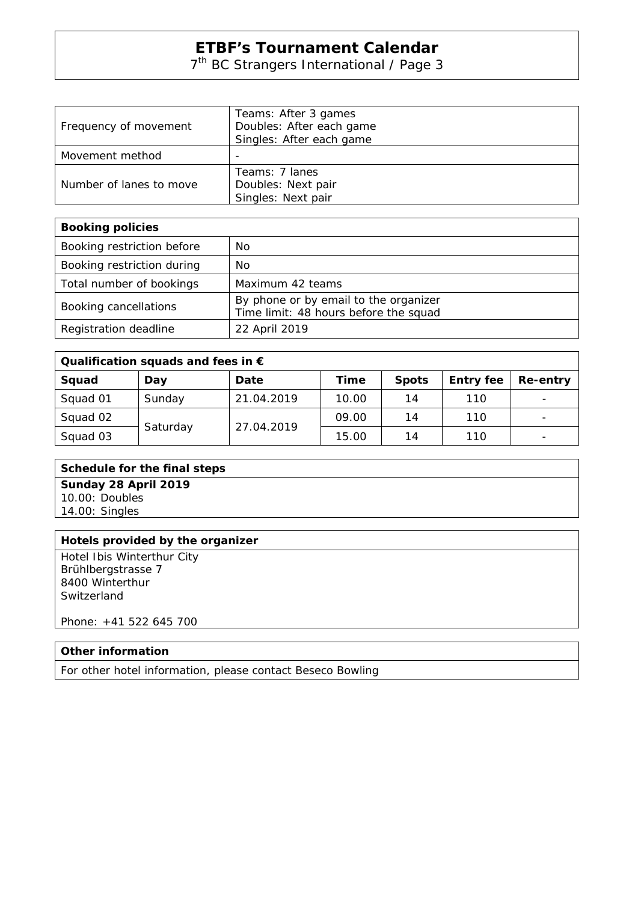| | |
|---|---|
| Frequency of movement | Teams: After 3 games<br>Doubles: After each game<br>Singles: After each game |
| Movement method | - |
| Number of lanes to move | Teams: 7 lanes<br>Doubles: Next pair<br>Singles: Next pair |

| **Booking policies** | |
|---|---|
| Booking restriction before | No |
| Booking restriction during | No |
| Total number of bookings | Maximum 42 teams |
| Booking cancellations | By phone or by email to the organizer<br>Time limit: 48 hours before the squad |
| Registration deadline | 22 April 2019 |

**Qualification squads and fees in €**

| Squad | Day | Date | Time | Spots | Entry fee | Re-entry |
|---|---|---|---|---|---|---|
| Squad 01 | Sunday | 21.04.2019 | 10.00 | 14 | 110 | - |
| Squad 02 | Saturday | 27.04.2019 | 09.00 | 14 | 110 | - |
| Squad 03 | | | 15.00 | 14 | 110 | - |

**Schedule for the final steps**

**Sunday 28 April 2019**
10.00: Doubles
14.00: Singles

**Hotels provided by the organizer**

Hotel Ibis Winterthur City
Brühlbergstrasse 7
8400 Winterthur
Switzerland

Phone: +41 522 645 700

**Other information**

For other hotel information, please contact Beseco Bowling